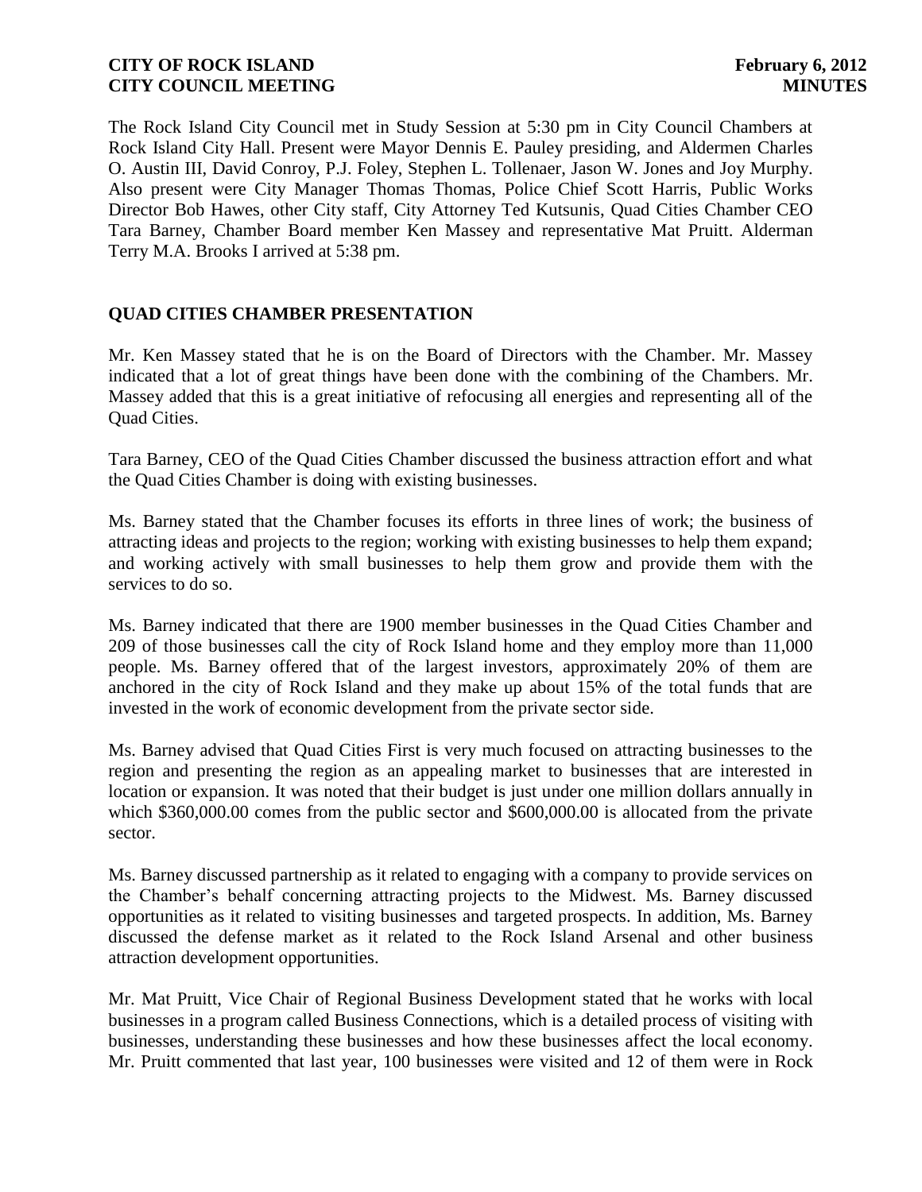The Rock Island City Council met in Study Session at 5:30 pm in City Council Chambers at Rock Island City Hall. Present were Mayor Dennis E. Pauley presiding, and Aldermen Charles O. Austin III, David Conroy, P.J. Foley, Stephen L. Tollenaer, Jason W. Jones and Joy Murphy. Also present were City Manager Thomas Thomas, Police Chief Scott Harris, Public Works Director Bob Hawes, other City staff, City Attorney Ted Kutsunis, Quad Cities Chamber CEO Tara Barney, Chamber Board member Ken Massey and representative Mat Pruitt. Alderman Terry M.A. Brooks I arrived at 5:38 pm.

## QUAD CITIES CHAMBER PRESENTATION

Mr. Ken Massey stated that he is on the Board of Directors with the Chamber. Mr. Massey indicated that a lot of great things have been done with the combining of the Chambers. Mr. Massey added that this is a great initiative of refocusing all energies and representing all of the Quad Cities.

Tara Barney, CEO of the Quad Cities Chamber discussed the business attraction effort and what the Quad Cities Chamber is doing with existing businesses.

Ms. Barney stated that the Chamber focuses its efforts in three lines of work; the business of attracting ideas and projects to the region; working with existing businesses to help them expand; and working actively with small businesses to help them grow and provide them with the services to do so.

Ms. Barney indicated that there are 1900 member businesses in the Quad Cities Chamber and 209 of those businesses call the city of Rock Island home and they employ more than 11,000 people. Ms. Barney offered that of the largest investors, approximately 20% of them are anchored in the city of Rock Island and they make up about 15% of the total funds that are invested in the work of economic development from the private sector side.

Ms. Barney advised that Quad Cities First is very much focused on attracting businesses to the region and presenting the region as an appealing market to businesses that are interested in location or expansion. It was noted that their budget is just under one million dollars annually in which $360,000.00 comes from the public sector and $600,000.00 is allocated from the private sector.

Ms. Barney discussed partnership as it related to engaging with a company to provide services on the Chamber's behalf concerning attracting projects to the Midwest. Ms. Barney discussed opportunities as it related to visiting businesses and targeted prospects. In addition, Ms. Barney discussed the defense market as it related to the Rock Island Arsenal and other business attraction development opportunities.

Mr. Mat Pruitt, Vice Chair of Regional Business Development stated that he works with local businesses in a program called Business Connections, which is a detailed process of visiting with businesses, understanding these businesses and how these businesses affect the local economy. Mr. Pruitt commented that last year, 100 businesses were visited and 12 of them were in Rock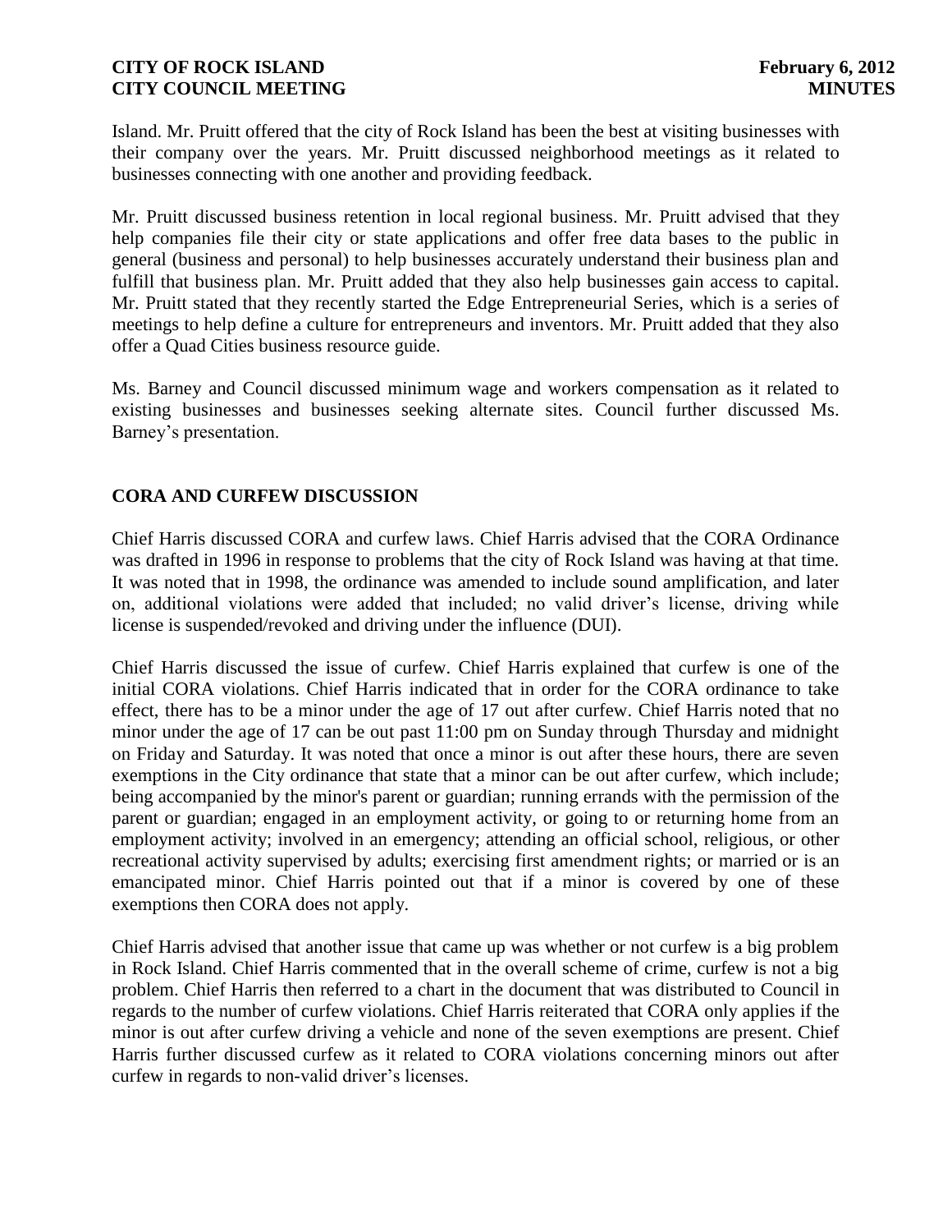Island. Mr. Pruitt offered that the city of Rock Island has been the best at visiting businesses with their company over the years. Mr. Pruitt discussed neighborhood meetings as it related to businesses connecting with one another and providing feedback.

Mr. Pruitt discussed business retention in local regional business. Mr. Pruitt advised that they help companies file their city or state applications and offer free data bases to the public in general (business and personal) to help businesses accurately understand their business plan and fulfill that business plan. Mr. Pruitt added that they also help businesses gain access to capital. Mr. Pruitt stated that they recently started the Edge Entrepreneurial Series, which is a series of meetings to help define a culture for entrepreneurs and inventors. Mr. Pruitt added that they also offer a Quad Cities business resource guide.

Ms. Barney and Council discussed minimum wage and workers compensation as it related to existing businesses and businesses seeking alternate sites. Council further discussed Ms. Barney's presentation.

## CORA AND CURFEW DISCUSSION

Chief Harris discussed CORA and curfew laws. Chief Harris advised that the CORA Ordinance was drafted in 1996 in response to problems that the city of Rock Island was having at that time. It was noted that in 1998, the ordinance was amended to include sound amplification, and later on, additional violations were added that included; no valid driver's license, driving while license is suspended/revoked and driving under the influence (DUI).

Chief Harris discussed the issue of curfew. Chief Harris explained that curfew is one of the initial CORA violations. Chief Harris indicated that in order for the CORA ordinance to take effect, there has to be a minor under the age of 17 out after curfew. Chief Harris noted that no minor under the age of 17 can be out past 11:00 pm on Sunday through Thursday and midnight on Friday and Saturday. It was noted that once a minor is out after these hours, there are seven exemptions in the City ordinance that state that a minor can be out after curfew, which include; being accompanied by the minor's parent or guardian; running errands with the permission of the parent or guardian; engaged in an employment activity, or going to or returning home from an employment activity; involved in an emergency; attending an official school, religious, or other recreational activity supervised by adults; exercising first amendment rights; or married or is an emancipated minor. Chief Harris pointed out that if a minor is covered by one of these exemptions then CORA does not apply.

Chief Harris advised that another issue that came up was whether or not curfew is a big problem in Rock Island. Chief Harris commented that in the overall scheme of crime, curfew is not a big problem. Chief Harris then referred to a chart in the document that was distributed to Council in regards to the number of curfew violations. Chief Harris reiterated that CORA only applies if the minor is out after curfew driving a vehicle and none of the seven exemptions are present. Chief Harris further discussed curfew as it related to CORA violations concerning minors out after curfew in regards to non-valid driver's licenses.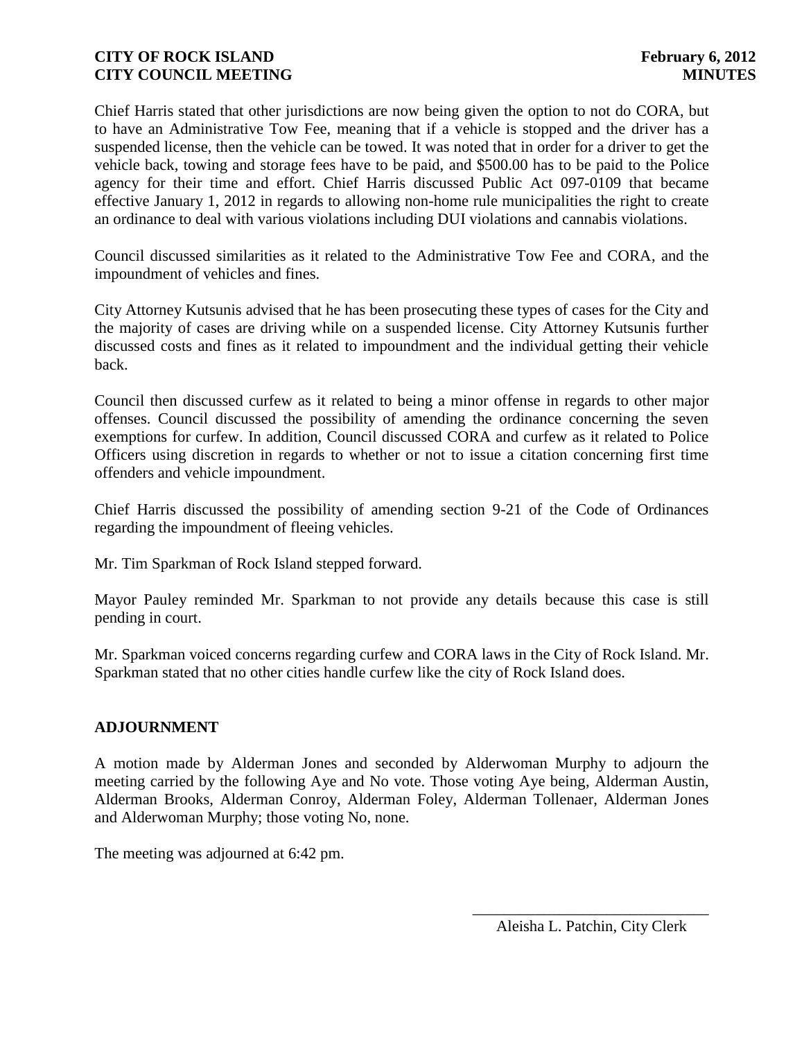Chief Harris stated that other jurisdictions are now being given the option to not do CORA, but to have an Administrative Tow Fee, meaning that if a vehicle is stopped and the driver has a suspended license, then the vehicle can be towed. It was noted that in order for a driver to get the vehicle back, towing and storage fees have to be paid, and $500.00 has to be paid to the Police agency for their time and effort. Chief Harris discussed Public Act 097-0109 that became effective January 1, 2012 in regards to allowing non-home rule municipalities the right to create an ordinance to deal with various violations including DUI violations and cannabis violations.

Council discussed similarities as it related to the Administrative Tow Fee and CORA, and the impoundment of vehicles and fines.

City Attorney Kutsunis advised that he has been prosecuting these types of cases for the City and the majority of cases are driving while on a suspended license. City Attorney Kutsunis further discussed costs and fines as it related to impoundment and the individual getting their vehicle back.

Council then discussed curfew as it related to being a minor offense in regards to other major offenses. Council discussed the possibility of amending the ordinance concerning the seven exemptions for curfew. In addition, Council discussed CORA and curfew as it related to Police Officers using discretion in regards to whether or not to issue a citation concerning first time offenders and vehicle impoundment.

Chief Harris discussed the possibility of amending section 9-21 of the Code of Ordinances regarding the impoundment of fleeing vehicles.

Mr. Tim Sparkman of Rock Island stepped forward.

Mayor Pauley reminded Mr. Sparkman to not provide any details because this case is still pending in court.

Mr. Sparkman voiced concerns regarding curfew and CORA laws in the City of Rock Island. Mr. Sparkman stated that no other cities handle curfew like the city of Rock Island does.

## ADJOURNMENT

A motion made by Alderman Jones and seconded by Alderwoman Murphy to adjourn the meeting carried by the following Aye and No vote. Those voting Aye being, Alderman Austin, Alderman Brooks, Alderman Conroy, Alderman Foley, Alderman Tollenaer, Alderman Jones and Alderwoman Murphy; those voting No, none.

The meeting was adjourned at 6:42 pm.

\_\_\_\_\_\_\_\_\_\_\_\_\_\_\_\_\_\_\_\_\_\_\_\_\_\_\_\_\_\_

Aleisha L. Patchin, City Clerk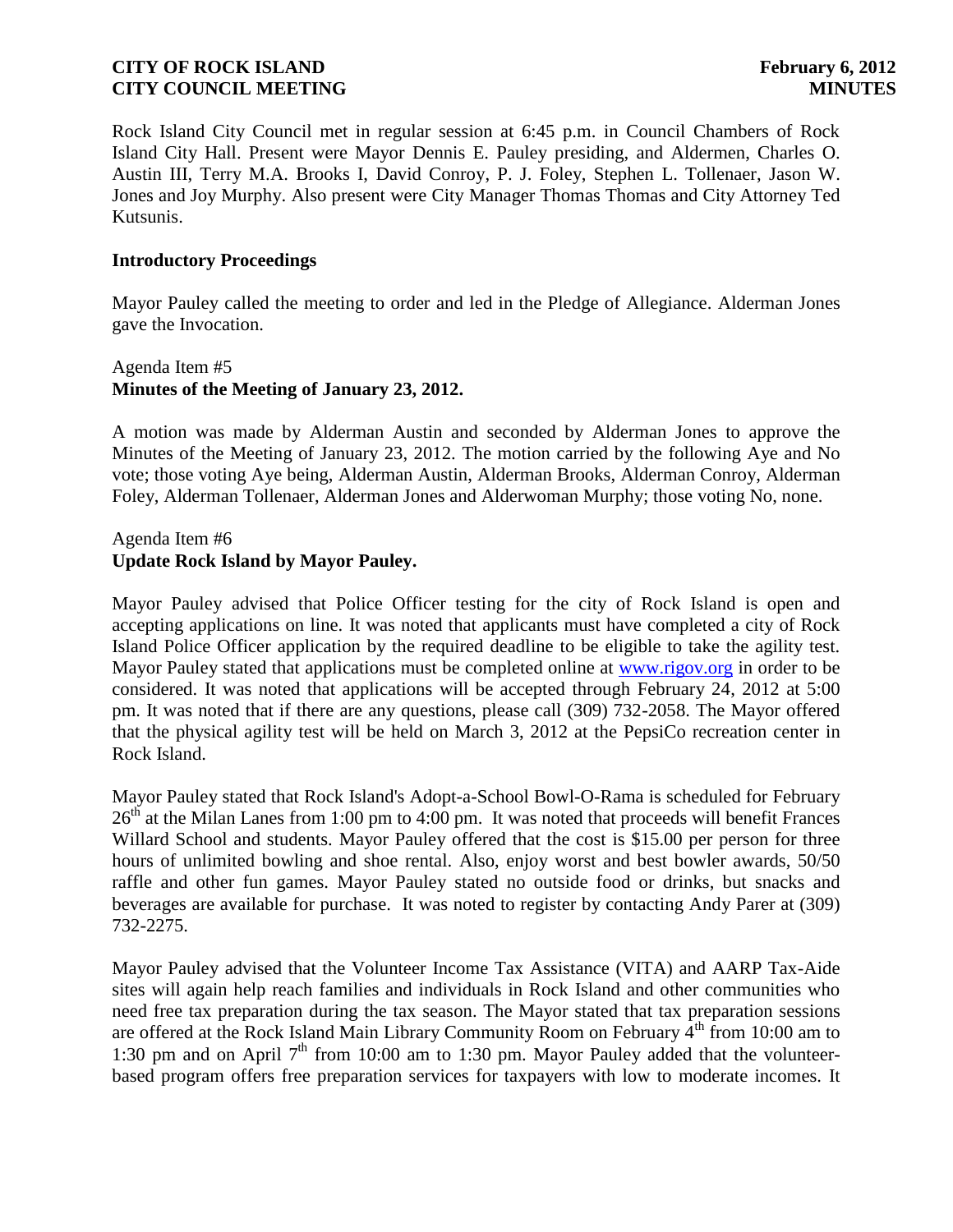Rock Island City Council met in regular session at 6:45 p.m. in Council Chambers of Rock Island City Hall. Present were Mayor Dennis E. Pauley presiding, and Aldermen, Charles O. Austin III, Terry M.A. Brooks I, David Conroy, P. J. Foley, Stephen L. Tollenaer, Jason W. Jones and Joy Murphy. Also present were City Manager Thomas Thomas and City Attorney Ted Kutsunis.

**Introductory Proceedings**

Mayor Pauley called the meeting to order and led in the Pledge of Allegiance. Alderman Jones gave the Invocation.

Agenda Item #5
**Minutes of the Meeting of January 23, 2012.**

A motion was made by Alderman Austin and seconded by Alderman Jones to approve the Minutes of the Meeting of January 23, 2012. The motion carried by the following Aye and No vote; those voting Aye being, Alderman Austin, Alderman Brooks, Alderman Conroy, Alderman Foley, Alderman Tollenaer, Alderman Jones and Alderwoman Murphy; those voting No, none.

Agenda Item #6
**Update Rock Island by Mayor Pauley.**

Mayor Pauley advised that Police Officer testing for the city of Rock Island is open and accepting applications on line. It was noted that applicants must have completed a city of Rock Island Police Officer application by the required deadline to be eligible to take the agility test. Mayor Pauley stated that applications must be completed online at www.rigov.org in order to be considered. It was noted that applications will be accepted through February 24, 2012 at 5:00 pm. It was noted that if there are any questions, please call (309) 732-2058. The Mayor offered that the physical agility test will be held on March 3, 2012 at the PepsiCo recreation center in Rock Island.

Mayor Pauley stated that Rock Island's Adopt-a-School Bowl-O-Rama is scheduled for February 26th at the Milan Lanes from 1:00 pm to 4:00 pm. It was noted that proceeds will benefit Frances Willard School and students. Mayor Pauley offered that the cost is $15.00 per person for three hours of unlimited bowling and shoe rental. Also, enjoy worst and best bowler awards, 50/50 raffle and other fun games. Mayor Pauley stated no outside food or drinks, but snacks and beverages are available for purchase. It was noted to register by contacting Andy Parer at (309) 732-2275.

Mayor Pauley advised that the Volunteer Income Tax Assistance (VITA) and AARP Tax-Aide sites will again help reach families and individuals in Rock Island and other communities who need free tax preparation during the tax season. The Mayor stated that tax preparation sessions are offered at the Rock Island Main Library Community Room on February 4th from 10:00 am to 1:30 pm and on April 7th from 10:00 am to 1:30 pm. Mayor Pauley added that the volunteer-based program offers free preparation services for taxpayers with low to moderate incomes. It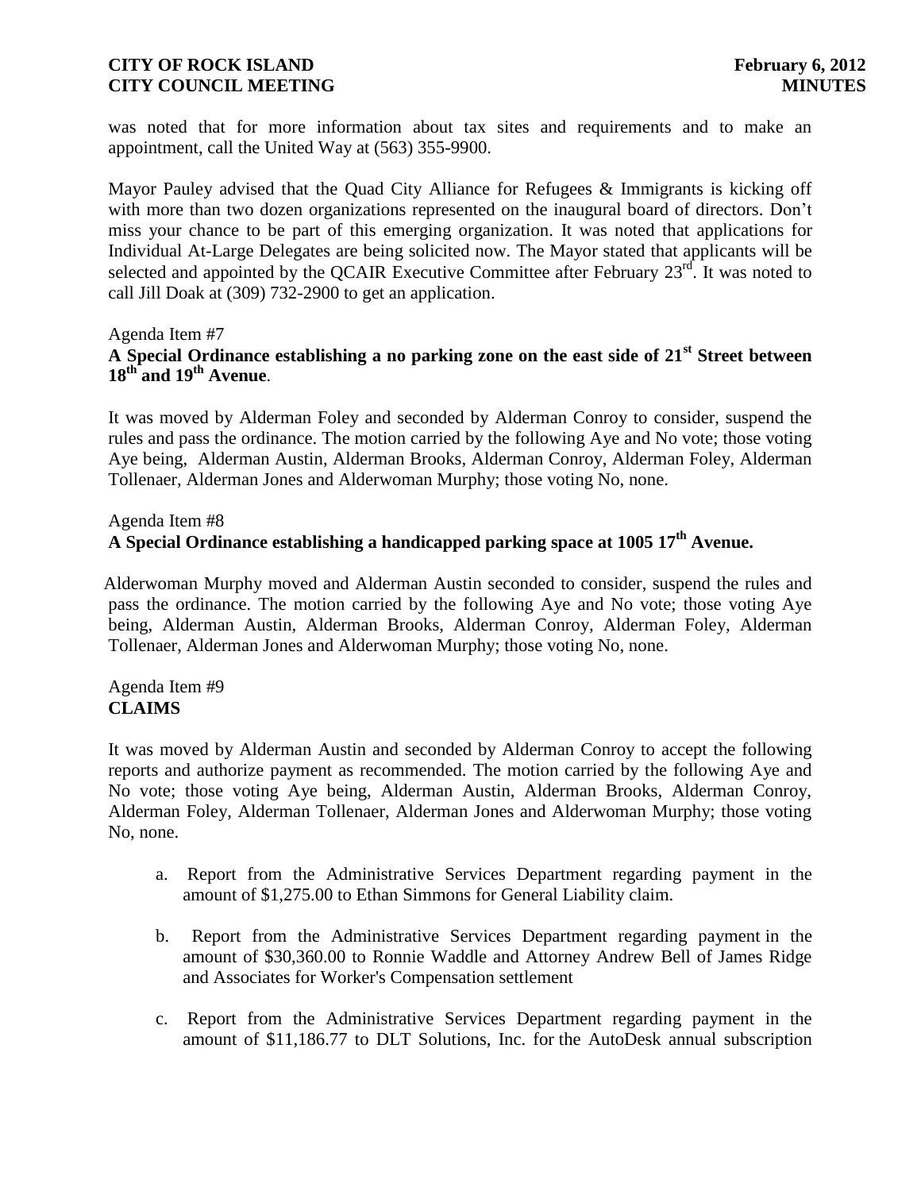was noted that for more information about tax sites and requirements and to make an appointment, call the United Way at (563) 355-9900.

Mayor Pauley advised that the Quad City Alliance for Refugees & Immigrants is kicking off with more than two dozen organizations represented on the inaugural board of directors. Don't miss your chance to be part of this emerging organization. It was noted that applications for Individual At-Large Delegates are being solicited now. The Mayor stated that applicants will be selected and appointed by the QCAIR Executive Committee after February 23rd. It was noted to call Jill Doak at (309) 732-2900 to get an application.

Agenda Item #7
**A Special Ordinance establishing a no parking zone on the east side of 21st Street between 18th and 19th Avenue**.

It was moved by Alderman Foley and seconded by Alderman Conroy to consider, suspend the rules and pass the ordinance. The motion carried by the following Aye and No vote; those voting Aye being, Alderman Austin, Alderman Brooks, Alderman Conroy, Alderman Foley, Alderman Tollenaer, Alderman Jones and Alderwoman Murphy; those voting No, none.

Agenda Item #8
**A Special Ordinance establishing a handicapped parking space at 1005 17th Avenue.**

Alderwoman Murphy moved and Alderman Austin seconded to consider, suspend the rules and pass the ordinance. The motion carried by the following Aye and No vote; those voting Aye being, Alderman Austin, Alderman Brooks, Alderman Conroy, Alderman Foley, Alderman Tollenaer, Alderman Jones and Alderwoman Murphy; those voting No, none.

Agenda Item #9
**CLAIMS**

It was moved by Alderman Austin and seconded by Alderman Conroy to accept the following reports and authorize payment as recommended. The motion carried by the following Aye and No vote; those voting Aye being, Alderman Austin, Alderman Brooks, Alderman Conroy, Alderman Foley, Alderman Tollenaer, Alderman Jones and Alderwoman Murphy; those voting No, none.

a. Report from the Administrative Services Department regarding payment in the amount of $1,275.00 to Ethan Simmons for General Liability claim.

b. Report from the Administrative Services Department regarding payment in the amount of $30,360.00 to Ronnie Waddle and Attorney Andrew Bell of James Ridge and Associates for Worker's Compensation settlement

c. Report from the Administrative Services Department regarding payment in the amount of $11,186.77 to DLT Solutions, Inc. for the AutoDesk annual subscription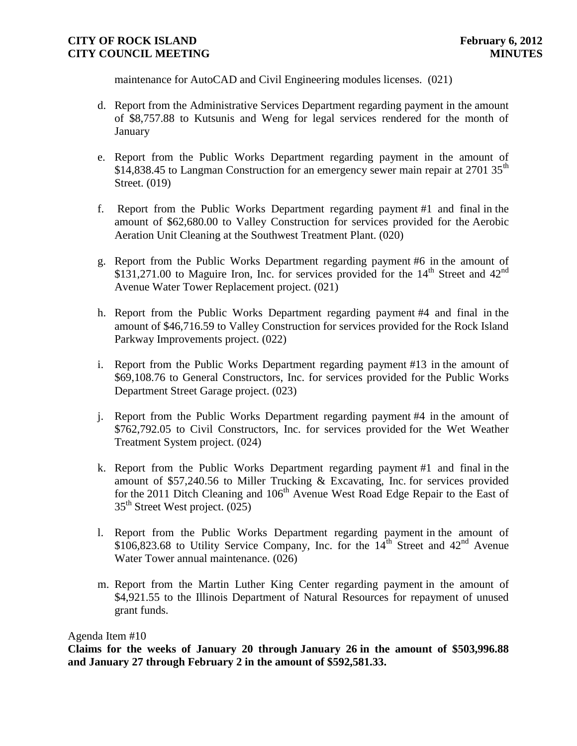maintenance for AutoCAD and Civil Engineering modules licenses. (021)

d. Report from the Administrative Services Department regarding payment in the amount of $8,757.88 to Kutsunis and Weng for legal services rendered for the month of January

e. Report from the Public Works Department regarding payment in the amount of $14,838.45 to Langman Construction for an emergency sewer main repair at 2701 35th Street. (019)

f. Report from the Public Works Department regarding payment #1 and final in the amount of $62,680.00 to Valley Construction for services provided for the Aerobic Aeration Unit Cleaning at the Southwest Treatment Plant. (020)

g. Report from the Public Works Department regarding payment #6 in the amount of $131,271.00 to Maguire Iron, Inc. for services provided for the 14th Street and 42nd Avenue Water Tower Replacement project. (021)

h. Report from the Public Works Department regarding payment #4 and final in the amount of $46,716.59 to Valley Construction for services provided for the Rock Island Parkway Improvements project. (022)

i. Report from the Public Works Department regarding payment #13 in the amount of $69,108.76 to General Constructors, Inc. for services provided for the Public Works Department Street Garage project. (023)

j. Report from the Public Works Department regarding payment #4 in the amount of $762,792.05 to Civil Constructors, Inc. for services provided for the Wet Weather Treatment System project. (024)

k. Report from the Public Works Department regarding payment #1 and final in the amount of $57,240.56 to Miller Trucking & Excavating, Inc. for services provided for the 2011 Ditch Cleaning and 106th Avenue West Road Edge Repair to the East of 35th Street West project. (025)

l. Report from the Public Works Department regarding payment in the amount of $106,823.68 to Utility Service Company, Inc. for the 14th Street and 42nd Avenue Water Tower annual maintenance. (026)

m. Report from the Martin Luther King Center regarding payment in the amount of $4,921.55 to the Illinois Department of Natural Resources for repayment of unused grant funds.

Agenda Item #10

**Claims for the weeks of January 20 through January 26 in the amount of $503,996.88 and January 27 through February 2 in the amount of $592,581.33.**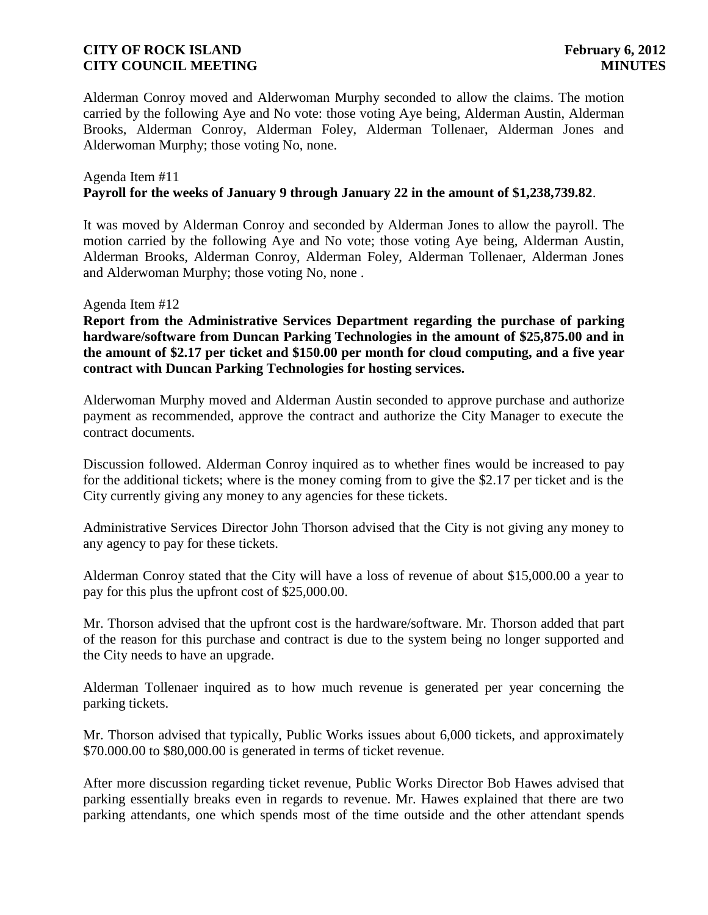Alderman Conroy moved and Alderwoman Murphy seconded to allow the claims. The motion carried by the following Aye and No vote: those voting Aye being, Alderman Austin, Alderman Brooks, Alderman Conroy, Alderman Foley, Alderman Tollenaer, Alderman Jones and Alderwoman Murphy; those voting No, none.

Agenda Item #11

**Payroll for the weeks of January 9 through January 22 in the amount of $1,238,739.82**.

It was moved by Alderman Conroy and seconded by Alderman Jones to allow the payroll. The motion carried by the following Aye and No vote; those voting Aye being, Alderman Austin, Alderman Brooks, Alderman Conroy, Alderman Foley, Alderman Tollenaer, Alderman Jones and Alderwoman Murphy; those voting No, none .

Agenda Item #12

**Report from the Administrative Services Department regarding the purchase of parking hardware/software from Duncan Parking Technologies in the amount of $25,875.00 and in the amount of $2.17 per ticket and $150.00 per month for cloud computing, and a five year contract with Duncan Parking Technologies for hosting services.**

Alderwoman Murphy moved and Alderman Austin seconded to approve purchase and authorize payment as recommended, approve the contract and authorize the City Manager to execute the contract documents.

Discussion followed. Alderman Conroy inquired as to whether fines would be increased to pay for the additional tickets; where is the money coming from to give the $2.17 per ticket and is the City currently giving any money to any agencies for these tickets.

Administrative Services Director John Thorson advised that the City is not giving any money to any agency to pay for these tickets.

Alderman Conroy stated that the City will have a loss of revenue of about $15,000.00 a year to pay for this plus the upfront cost of $25,000.00.

Mr. Thorson advised that the upfront cost is the hardware/software. Mr. Thorson added that part of the reason for this purchase and contract is due to the system being no longer supported and the City needs to have an upgrade.

Alderman Tollenaer inquired as to how much revenue is generated per year concerning the parking tickets.

Mr. Thorson advised that typically, Public Works issues about 6,000 tickets, and approximately $70.000.00 to $80,000.00 is generated in terms of ticket revenue.

After more discussion regarding ticket revenue, Public Works Director Bob Hawes advised that parking essentially breaks even in regards to revenue. Mr. Hawes explained that there are two parking attendants, one which spends most of the time outside and the other attendant spends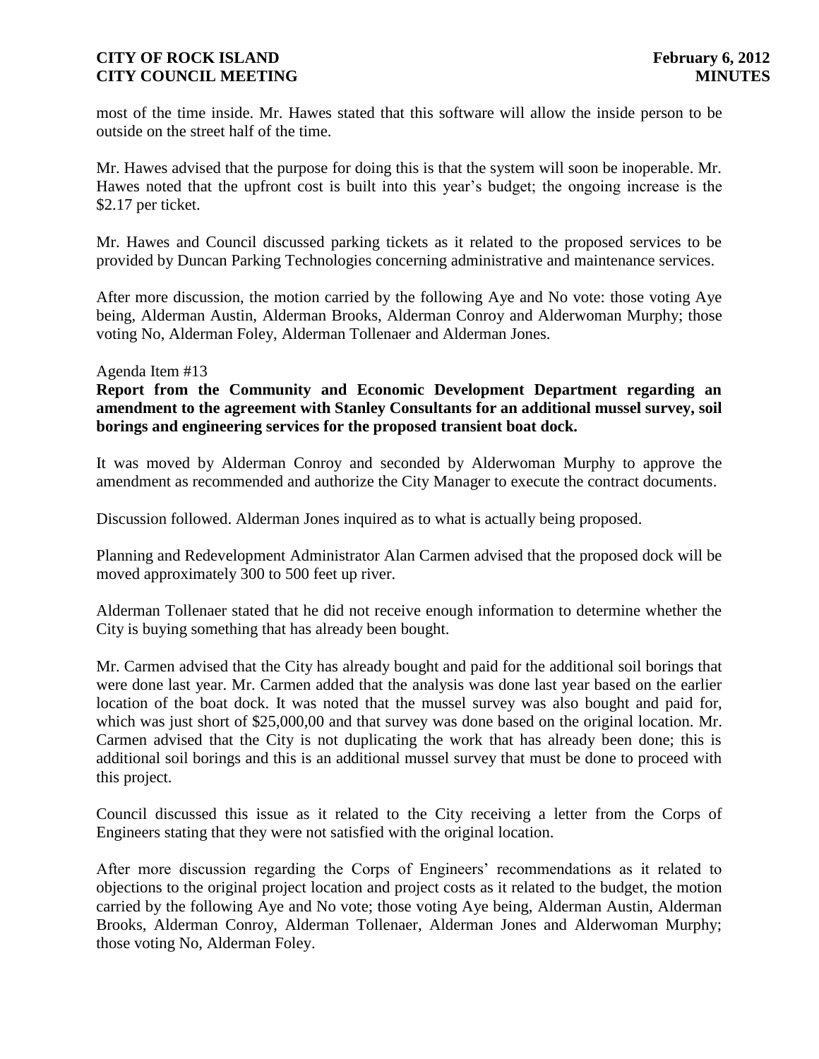most of the time inside. Mr. Hawes stated that this software will allow the inside person to be outside on the street half of the time.

Mr. Hawes advised that the purpose for doing this is that the system will soon be inoperable. Mr. Hawes noted that the upfront cost is built into this year's budget; the ongoing increase is the $2.17 per ticket.

Mr. Hawes and Council discussed parking tickets as it related to the proposed services to be provided by Duncan Parking Technologies concerning administrative and maintenance services.

After more discussion, the motion carried by the following Aye and No vote: those voting Aye being, Alderman Austin, Alderman Brooks, Alderman Conroy and Alderwoman Murphy; those voting No, Alderman Foley, Alderman Tollenaer and Alderman Jones.

Agenda Item #13

**Report from the Community and Economic Development Department regarding an amendment to the agreement with Stanley Consultants for an additional mussel survey, soil borings and engineering services for the proposed transient boat dock.**

It was moved by Alderman Conroy and seconded by Alderwoman Murphy to approve the amendment as recommended and authorize the City Manager to execute the contract documents.

Discussion followed. Alderman Jones inquired as to what is actually being proposed.

Planning and Redevelopment Administrator Alan Carmen advised that the proposed dock will be moved approximately 300 to 500 feet up river.

Alderman Tollenaer stated that he did not receive enough information to determine whether the City is buying something that has already been bought.

Mr. Carmen advised that the City has already bought and paid for the additional soil borings that were done last year. Mr. Carmen added that the analysis was done last year based on the earlier location of the boat dock. It was noted that the mussel survey was also bought and paid for, which was just short of $25,000,00 and that survey was done based on the original location. Mr. Carmen advised that the City is not duplicating the work that has already been done; this is additional soil borings and this is an additional mussel survey that must be done to proceed with this project.

Council discussed this issue as it related to the City receiving a letter from the Corps of Engineers stating that they were not satisfied with the original location.

After more discussion regarding the Corps of Engineers' recommendations as it related to objections to the original project location and project costs as it related to the budget, the motion carried by the following Aye and No vote; those voting Aye being, Alderman Austin, Alderman Brooks, Alderman Conroy, Alderman Tollenaer, Alderman Jones and Alderwoman Murphy; those voting No, Alderman Foley.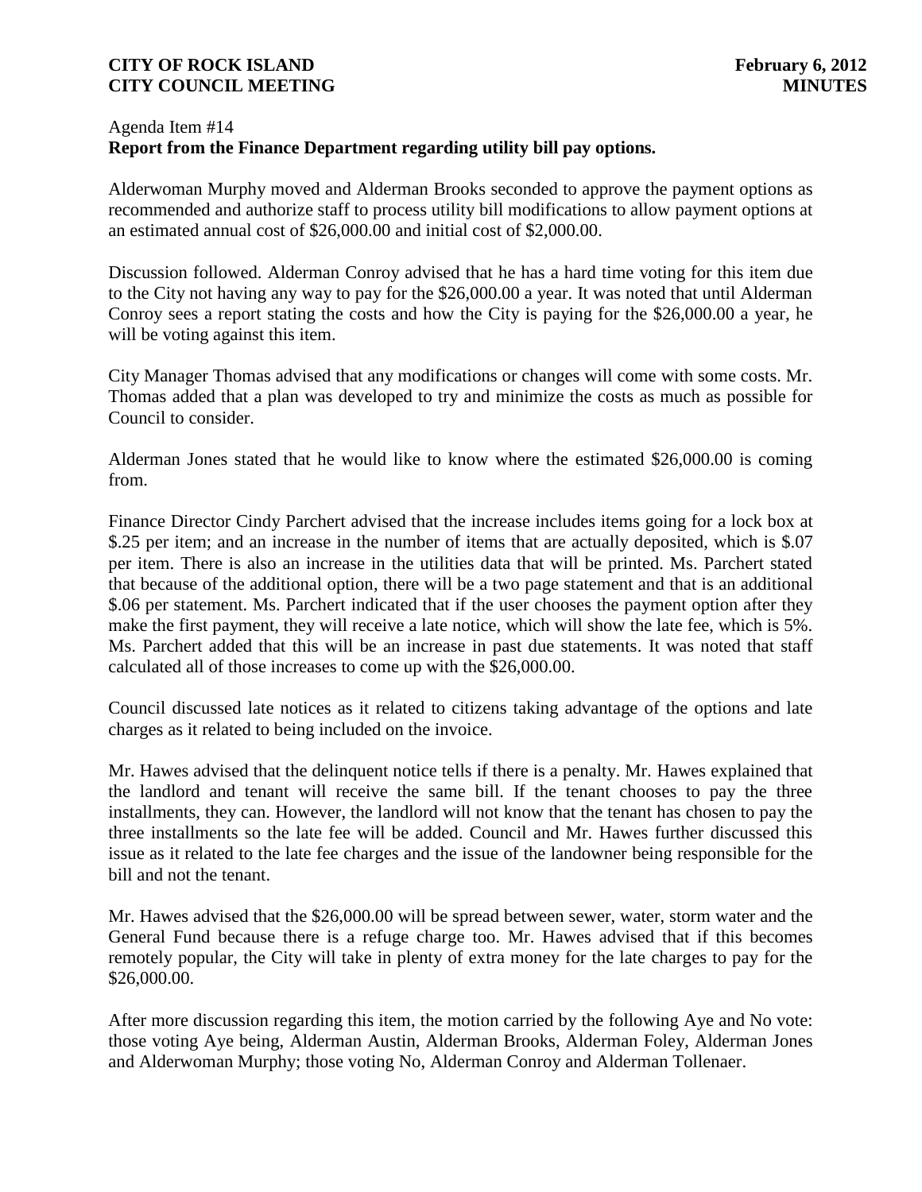Agenda Item #14
**Report from the Finance Department regarding utility bill pay options.**

Alderwoman Murphy moved and Alderman Brooks seconded to approve the payment options as recommended and authorize staff to process utility bill modifications to allow payment options at an estimated annual cost of $26,000.00 and initial cost of $2,000.00.

Discussion followed. Alderman Conroy advised that he has a hard time voting for this item due to the City not having any way to pay for the $26,000.00 a year. It was noted that until Alderman Conroy sees a report stating the costs and how the City is paying for the $26,000.00 a year, he will be voting against this item.

City Manager Thomas advised that any modifications or changes will come with some costs. Mr. Thomas added that a plan was developed to try and minimize the costs as much as possible for Council to consider.

Alderman Jones stated that he would like to know where the estimated $26,000.00 is coming from.

Finance Director Cindy Parchert advised that the increase includes items going for a lock box at $.25 per item; and an increase in the number of items that are actually deposited, which is $.07 per item. There is also an increase in the utilities data that will be printed. Ms. Parchert stated that because of the additional option, there will be a two page statement and that is an additional $.06 per statement. Ms. Parchert indicated that if the user chooses the payment option after they make the first payment, they will receive a late notice, which will show the late fee, which is 5%. Ms. Parchert added that this will be an increase in past due statements. It was noted that staff calculated all of those increases to come up with the $26,000.00.

Council discussed late notices as it related to citizens taking advantage of the options and late charges as it related to being included on the invoice.

Mr. Hawes advised that the delinquent notice tells if there is a penalty. Mr. Hawes explained that the landlord and tenant will receive the same bill. If the tenant chooses to pay the three installments, they can. However, the landlord will not know that the tenant has chosen to pay the three installments so the late fee will be added. Council and Mr. Hawes further discussed this issue as it related to the late fee charges and the issue of the landowner being responsible for the bill and not the tenant.

Mr. Hawes advised that the $26,000.00 will be spread between sewer, water, storm water and the General Fund because there is a refuge charge too. Mr. Hawes advised that if this becomes remotely popular, the City will take in plenty of extra money for the late charges to pay for the $26,000.00.

After more discussion regarding this item, the motion carried by the following Aye and No vote: those voting Aye being, Alderman Austin, Alderman Brooks, Alderman Foley, Alderman Jones and Alderwoman Murphy; those voting No, Alderman Conroy and Alderman Tollenaer.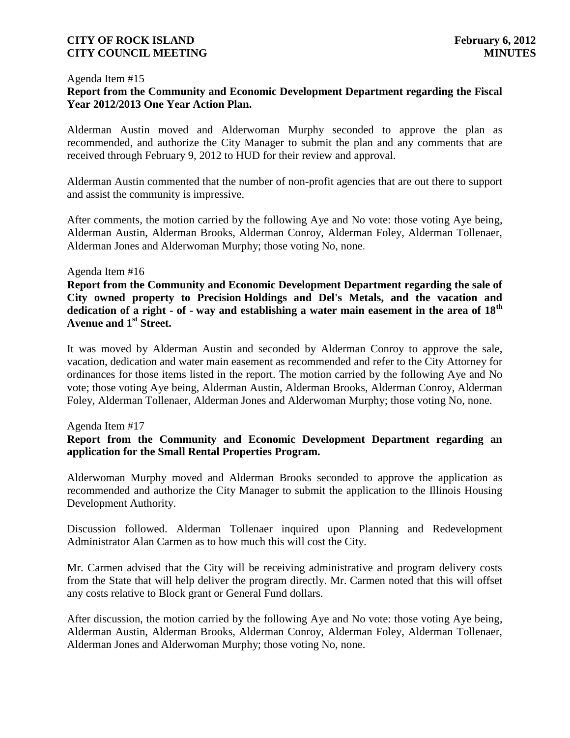Agenda Item #15

**Report from the Community and Economic Development Department regarding the Fiscal Year 2012/2013 One Year Action Plan.**

Alderman Austin moved and Alderwoman Murphy seconded to approve the plan as recommended, and authorize the City Manager to submit the plan and any comments that are received through February 9, 2012 to HUD for their review and approval.

Alderman Austin commented that the number of non-profit agencies that are out there to support and assist the community is impressive.

After comments, the motion carried by the following Aye and No vote: those voting Aye being, Alderman Austin, Alderman Brooks, Alderman Conroy, Alderman Foley, Alderman Tollenaer, Alderman Jones and Alderwoman Murphy; those voting No, none.

Agenda Item #16

**Report from the Community and Economic Development Department regarding the sale of City owned property to Precision Holdings and Del's Metals, and the vacation and dedication of a right - of - way and establishing a water main easement in the area of 18th Avenue and 1st Street.**

It was moved by Alderman Austin and seconded by Alderman Conroy to approve the sale, vacation, dedication and water main easement as recommended and refer to the City Attorney for ordinances for those items listed in the report. The motion carried by the following Aye and No vote; those voting Aye being, Alderman Austin, Alderman Brooks, Alderman Conroy, Alderman Foley, Alderman Tollenaer, Alderman Jones and Alderwoman Murphy; those voting No, none.

Agenda Item #17

**Report from the Community and Economic Development Department regarding an application for the Small Rental Properties Program.**

Alderwoman Murphy moved and Alderman Brooks seconded to approve the application as recommended and authorize the City Manager to submit the application to the Illinois Housing Development Authority.

Discussion followed. Alderman Tollenaer inquired upon Planning and Redevelopment Administrator Alan Carmen as to how much this will cost the City.

Mr. Carmen advised that the City will be receiving administrative and program delivery costs from the State that will help deliver the program directly. Mr. Carmen noted that this will offset any costs relative to Block grant or General Fund dollars.

After discussion, the motion carried by the following Aye and No vote: those voting Aye being, Alderman Austin, Alderman Brooks, Alderman Conroy, Alderman Foley, Alderman Tollenaer, Alderman Jones and Alderwoman Murphy; those voting No, none.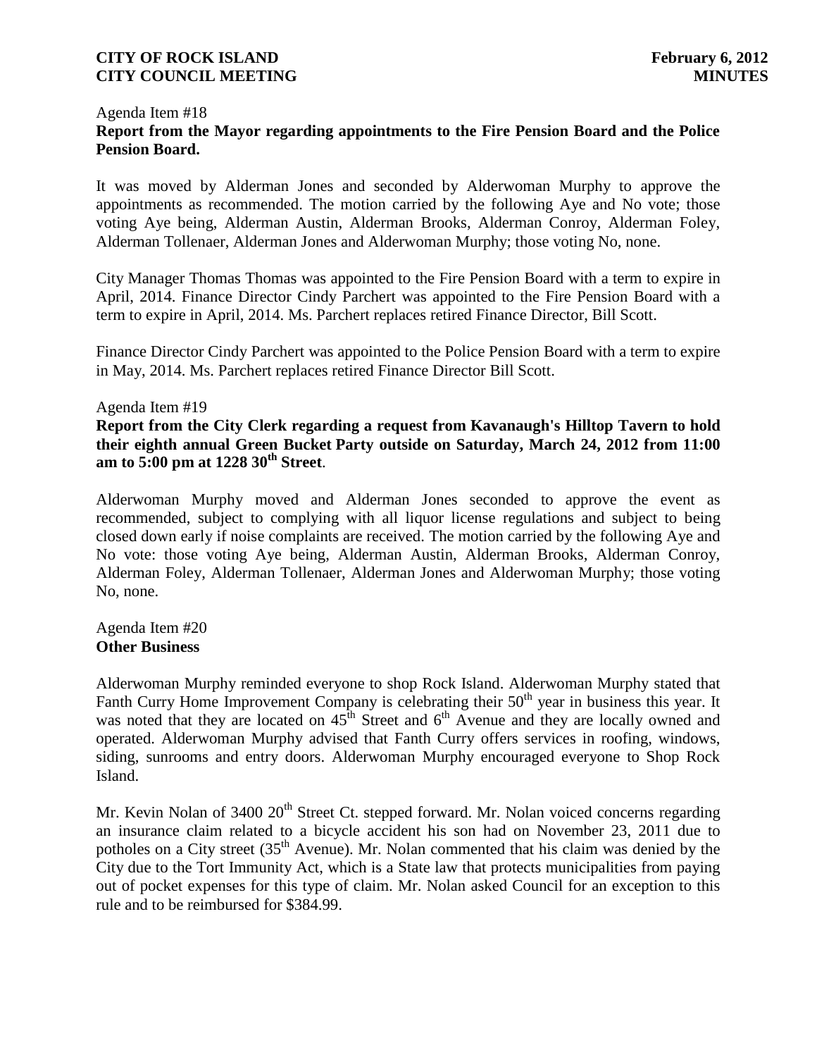Agenda Item #18
**Report from the Mayor regarding appointments to the Fire Pension Board and the Police Pension Board.**

It was moved by Alderman Jones and seconded by Alderwoman Murphy to approve the appointments as recommended. The motion carried by the following Aye and No vote; those voting Aye being, Alderman Austin, Alderman Brooks, Alderman Conroy, Alderman Foley, Alderman Tollenaer, Alderman Jones and Alderwoman Murphy; those voting No, none.

City Manager Thomas Thomas was appointed to the Fire Pension Board with a term to expire in April, 2014. Finance Director Cindy Parchert was appointed to the Fire Pension Board with a term to expire in April, 2014. Ms. Parchert replaces retired Finance Director, Bill Scott.

Finance Director Cindy Parchert was appointed to the Police Pension Board with a term to expire in May, 2014. Ms. Parchert replaces retired Finance Director Bill Scott.

Agenda Item #19
**Report from the City Clerk regarding a request from Kavanaugh's Hilltop Tavern to hold their eighth annual Green Bucket Party outside on Saturday, March 24, 2012 from 11:00 am to 5:00 pm at 1228 30th Street**.

Alderwoman Murphy moved and Alderman Jones seconded to approve the event as recommended, subject to complying with all liquor license regulations and subject to being closed down early if noise complaints are received. The motion carried by the following Aye and No vote: those voting Aye being, Alderman Austin, Alderman Brooks, Alderman Conroy, Alderman Foley, Alderman Tollenaer, Alderman Jones and Alderwoman Murphy; those voting No, none.

Agenda Item #20
**Other Business**

Alderwoman Murphy reminded everyone to shop Rock Island. Alderwoman Murphy stated that Fanth Curry Home Improvement Company is celebrating their 50th year in business this year. It was noted that they are located on 45th Street and 6th Avenue and they are locally owned and operated. Alderwoman Murphy advised that Fanth Curry offers services in roofing, windows, siding, sunrooms and entry doors. Alderwoman Murphy encouraged everyone to Shop Rock Island.

Mr. Kevin Nolan of 3400 20th Street Ct. stepped forward. Mr. Nolan voiced concerns regarding an insurance claim related to a bicycle accident his son had on November 23, 2011 due to potholes on a City street (35th Avenue). Mr. Nolan commented that his claim was denied by the City due to the Tort Immunity Act, which is a State law that protects municipalities from paying out of pocket expenses for this type of claim. Mr. Nolan asked Council for an exception to this rule and to be reimbursed for $384.99.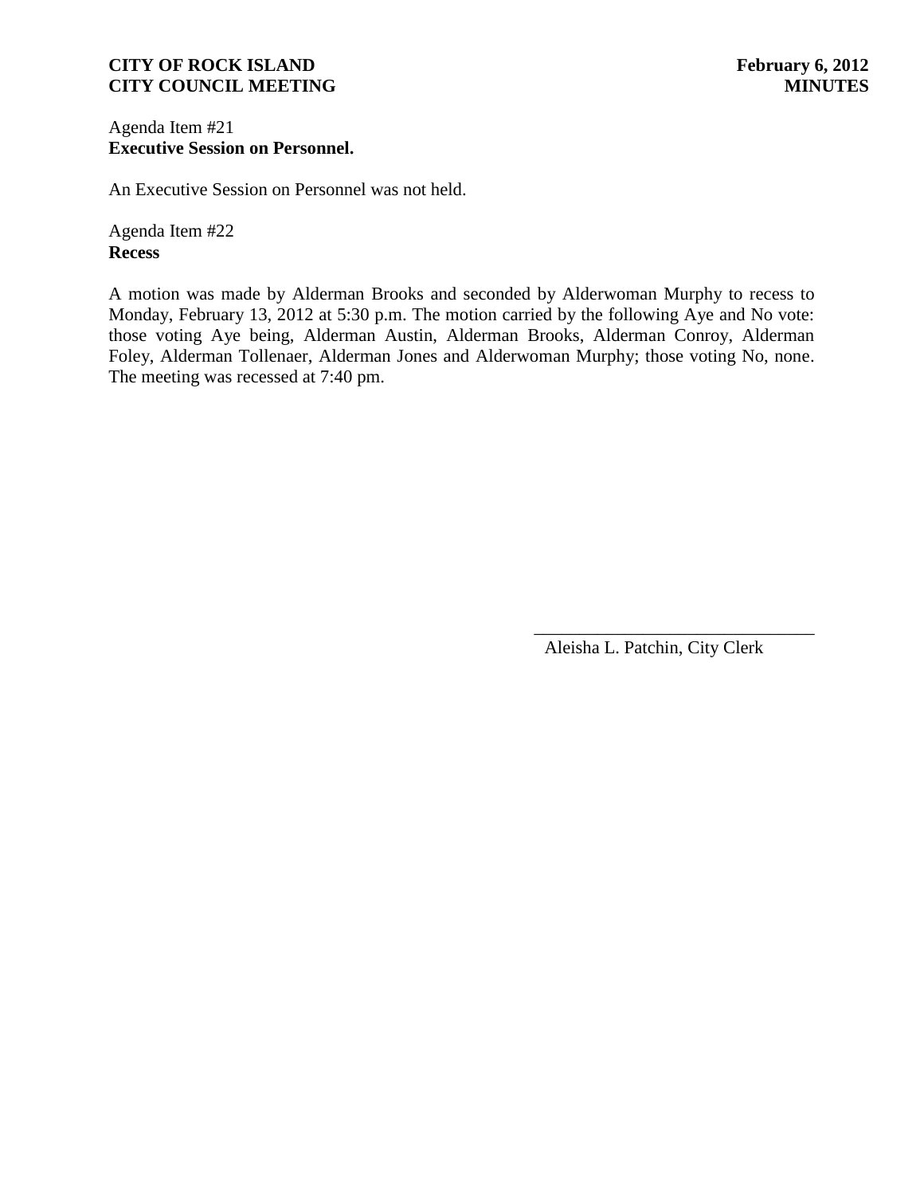Agenda Item #21
**Executive Session on Personnel.**

An Executive Session on Personnel was not held.

Agenda Item #22
**Recess**

A motion was made by Alderman Brooks and seconded by Alderwoman Murphy to recess to Monday, February 13, 2012 at 5:30 p.m. The motion carried by the following Aye and No vote: those voting Aye being, Alderman Austin, Alderman Brooks, Alderman Conroy, Alderman Foley, Alderman Tollenaer, Alderman Jones and Alderwoman Murphy; those voting No, none. The meeting was recessed at 7:40 pm.

\_\_\_\_\_\_\_\_\_\_\_\_\_\_\_\_\_\_\_\_\_\_\_\_\_\_\_\_\_\_\_\_
Aleisha L. Patchin, City Clerk